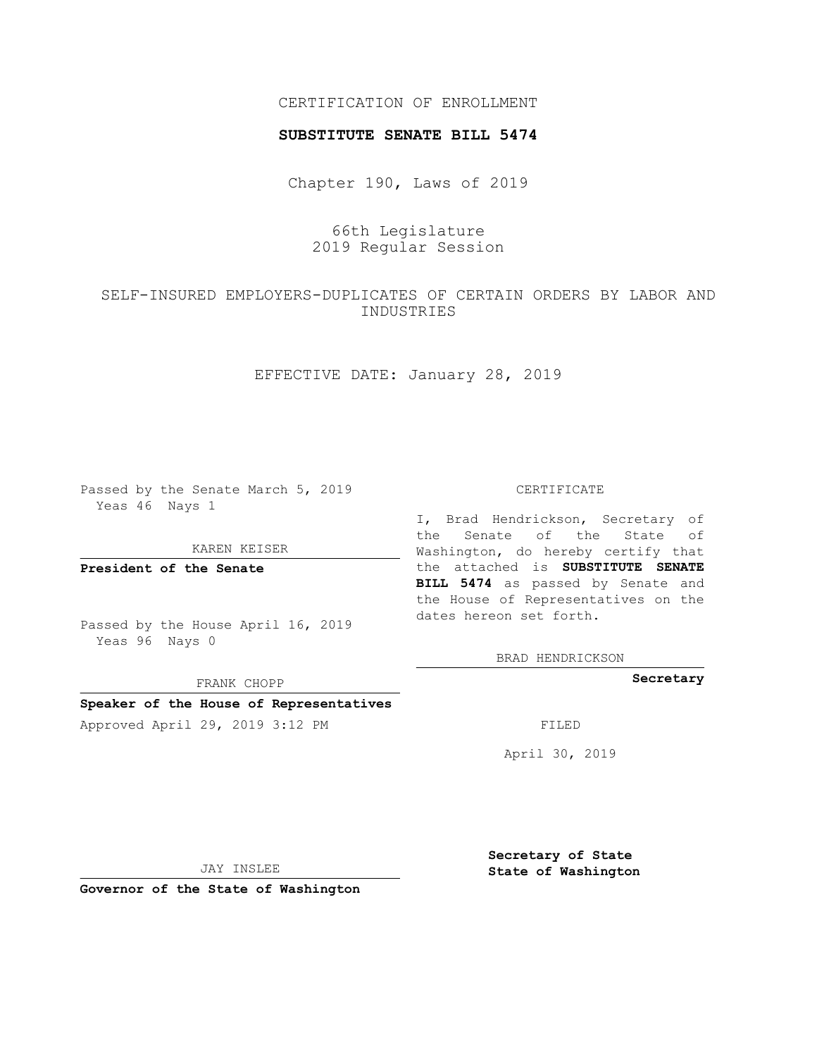CERTIFICATION OF ENROLLMENT

**SUBSTITUTE SENATE BILL 5474**

Chapter 190, Laws of 2019

66th Legislature
2019 Regular Session

SELF-INSURED EMPLOYERS—DUPLICATES OF CERTAIN ORDERS BY LABOR AND INDUSTRIES

EFFECTIVE DATE: January 28, 2019

Passed by the Senate March 5, 2019
Yeas 46 Nays 1

KAREN KEISER

**President of the Senate**

Passed by the House April 16, 2019
Yeas 96 Nays 0

FRANK CHOPP

**Speaker of the House of Representatives**

Approved April 29, 2019 3:12 PM

JAY INSLEE

**Governor of the State of Washington**

CERTIFICATE

I, Brad Hendrickson, Secretary of the Senate of the State of Washington, do hereby certify that the attached is **SUBSTITUTE SENATE BILL 5474** as passed by Senate and the House of Representatives on the dates hereon set forth.

BRAD HENDRICKSON

**Secretary**

FILED

April 30, 2019

**Secretary of State**
**State of Washington**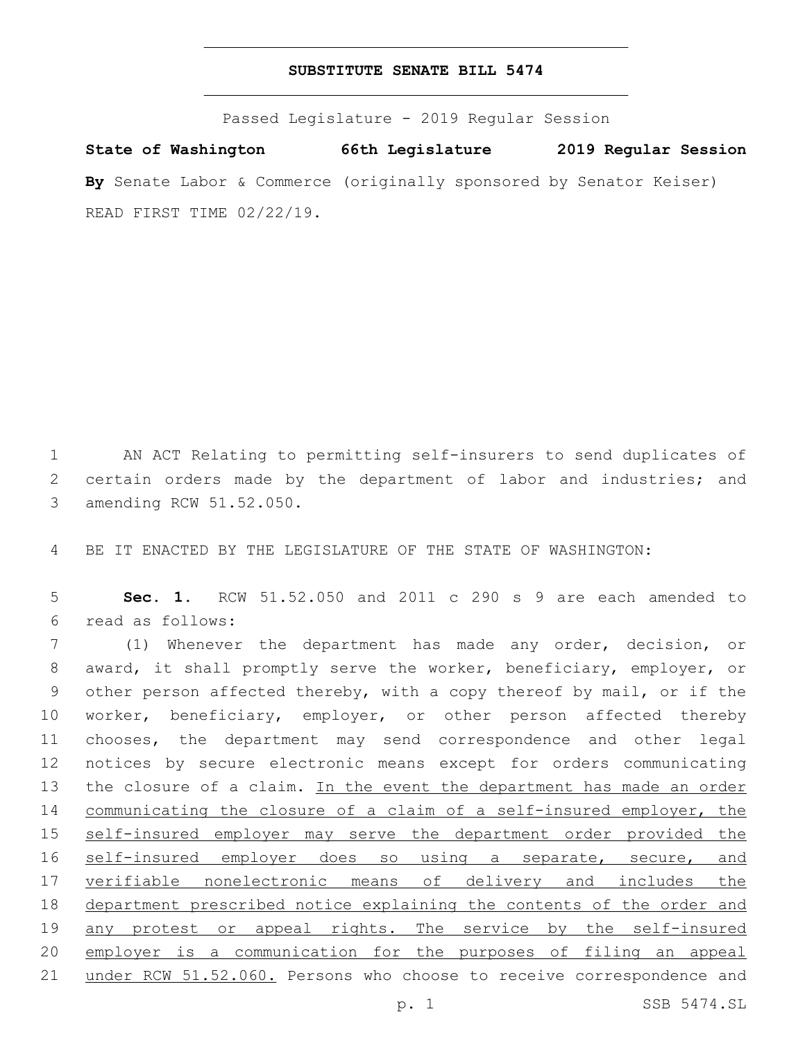# SUBSTITUTE SENATE BILL 5474

Passed Legislature - 2019 Regular Session

**State of Washington 66th Legislature 2019 Regular Session**

**By** Senate Labor & Commerce (originally sponsored by Senator Keiser)

READ FIRST TIME 02/22/19.

AN ACT Relating to permitting self-insurers to send duplicates of certain orders made by the department of labor and industries; and amending RCW 51.52.050.

BE IT ENACTED BY THE LEGISLATURE OF THE STATE OF WASHINGTON:

**Sec. 1.** RCW 51.52.050 and 2011 c 290 s 9 are each amended to read as follows:

(1) Whenever the department has made any order, decision, or award, it shall promptly serve the worker, beneficiary, employer, or other person affected thereby, with a copy thereof by mail, or if the worker, beneficiary, employer, or other person affected thereby chooses, the department may send correspondence and other legal notices by secure electronic means except for orders communicating the closure of a claim. <u>In the event the department has made an order communicating the closure of a claim of a self-insured employer, the self-insured employer may serve the department order provided the self-insured employer does so using a separate, secure, and verifiable nonelectronic means of delivery and includes the department prescribed notice explaining the contents of the order and any protest or appeal rights. The service by the self-insured employer is a communication for the purposes of filing an appeal under RCW 51.52.060.</u> Persons who choose to receive correspondence and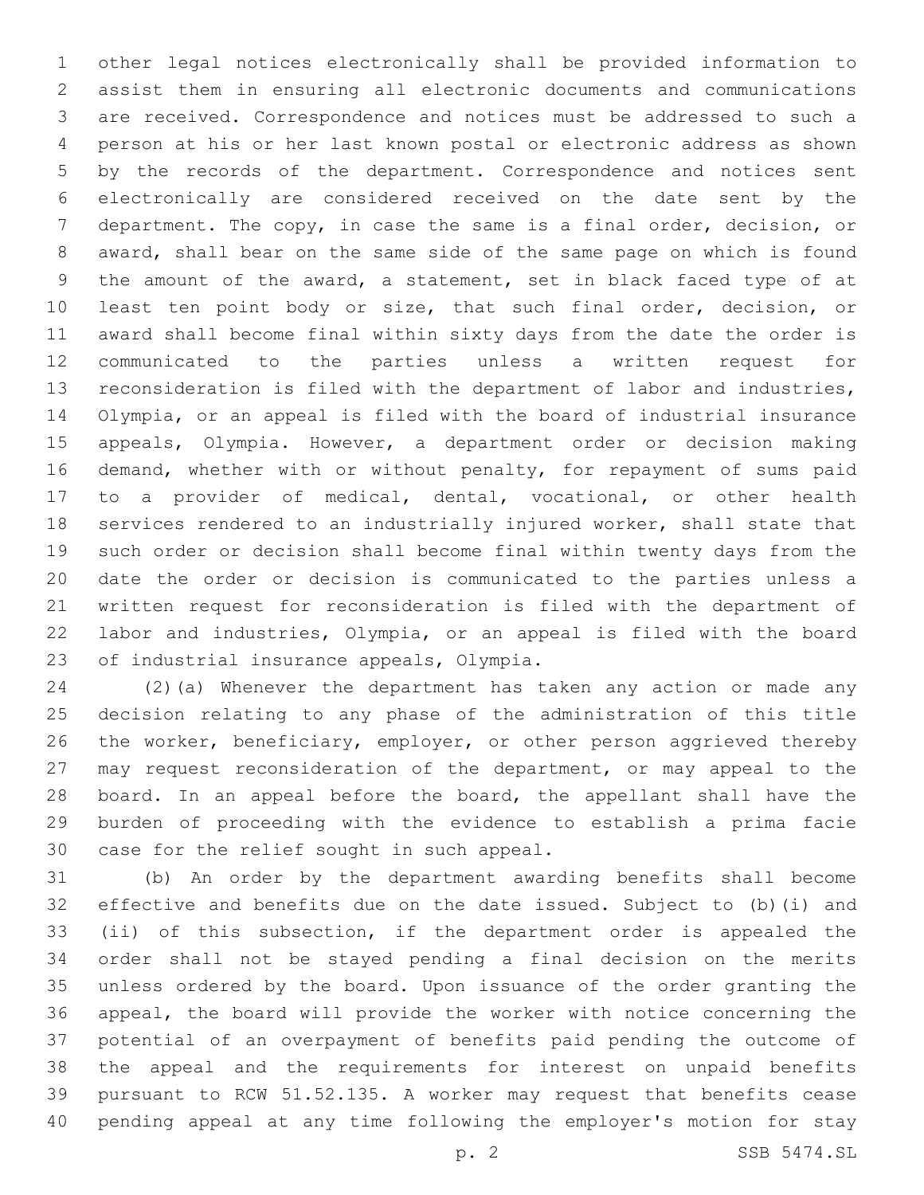other legal notices electronically shall be provided information to assist them in ensuring all electronic documents and communications are received. Correspondence and notices must be addressed to such a person at his or her last known postal or electronic address as shown by the records of the department. Correspondence and notices sent electronically are considered received on the date sent by the department. The copy, in case the same is a final order, decision, or award, shall bear on the same side of the same page on which is found the amount of the award, a statement, set in black faced type of at least ten point body or size, that such final order, decision, or award shall become final within sixty days from the date the order is communicated to the parties unless a written request for reconsideration is filed with the department of labor and industries, Olympia, or an appeal is filed with the board of industrial insurance appeals, Olympia. However, a department order or decision making demand, whether with or without penalty, for repayment of sums paid to a provider of medical, dental, vocational, or other health services rendered to an industrially injured worker, shall state that such order or decision shall become final within twenty days from the date the order or decision is communicated to the parties unless a written request for reconsideration is filed with the department of labor and industries, Olympia, or an appeal is filed with the board of industrial insurance appeals, Olympia.

(2)(a) Whenever the department has taken any action or made any decision relating to any phase of the administration of this title the worker, beneficiary, employer, or other person aggrieved thereby may request reconsideration of the department, or may appeal to the board. In an appeal before the board, the appellant shall have the burden of proceeding with the evidence to establish a prima facie case for the relief sought in such appeal.

(b) An order by the department awarding benefits shall become effective and benefits due on the date issued. Subject to (b)(i) and (ii) of this subsection, if the department order is appealed the order shall not be stayed pending a final decision on the merits unless ordered by the board. Upon issuance of the order granting the appeal, the board will provide the worker with notice concerning the potential of an overpayment of benefits paid pending the outcome of the appeal and the requirements for interest on unpaid benefits pursuant to RCW 51.52.135. A worker may request that benefits cease pending appeal at any time following the employer's motion for stay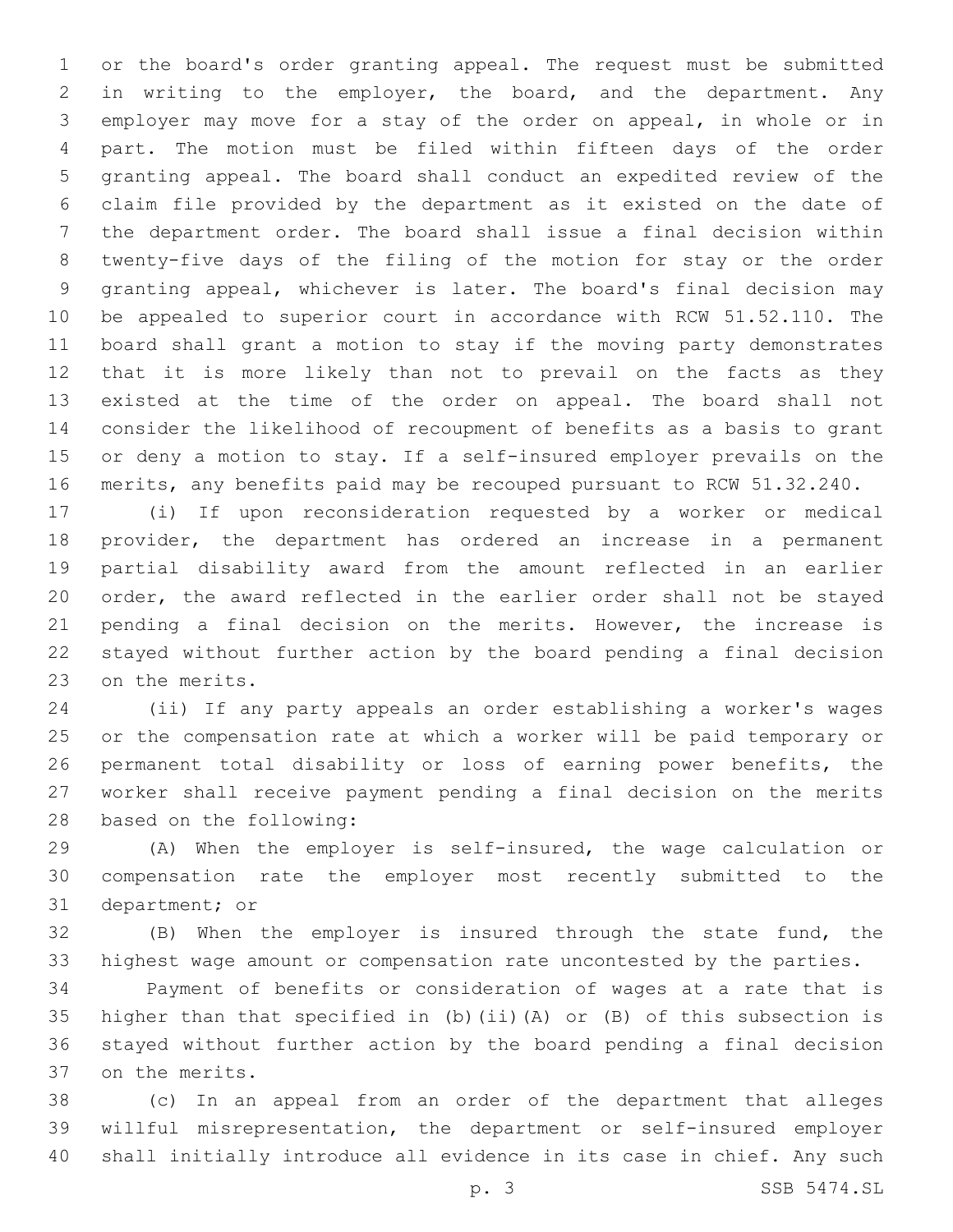or the board's order granting appeal. The request must be submitted in writing to the employer, the board, and the department. Any employer may move for a stay of the order on appeal, in whole or in part. The motion must be filed within fifteen days of the order granting appeal. The board shall conduct an expedited review of the claim file provided by the department as it existed on the date of the department order. The board shall issue a final decision within twenty-five days of the filing of the motion for stay or the order granting appeal, whichever is later. The board's final decision may be appealed to superior court in accordance with RCW 51.52.110. The board shall grant a motion to stay if the moving party demonstrates that it is more likely than not to prevail on the facts as they existed at the time of the order on appeal. The board shall not consider the likelihood of recoupment of benefits as a basis to grant or deny a motion to stay. If a self-insured employer prevails on the merits, any benefits paid may be recouped pursuant to RCW 51.32.240.

(i) If upon reconsideration requested by a worker or medical provider, the department has ordered an increase in a permanent partial disability award from the amount reflected in an earlier order, the award reflected in the earlier order shall not be stayed pending a final decision on the merits. However, the increase is stayed without further action by the board pending a final decision on the merits.

(ii) If any party appeals an order establishing a worker's wages or the compensation rate at which a worker will be paid temporary or permanent total disability or loss of earning power benefits, the worker shall receive payment pending a final decision on the merits based on the following:

(A) When the employer is self-insured, the wage calculation or compensation rate the employer most recently submitted to the department; or

(B) When the employer is insured through the state fund, the highest wage amount or compensation rate uncontested by the parties.

Payment of benefits or consideration of wages at a rate that is higher than that specified in (b)(ii)(A) or (B) of this subsection is stayed without further action by the board pending a final decision on the merits.

(c) In an appeal from an order of the department that alleges willful misrepresentation, the department or self-insured employer shall initially introduce all evidence in its case in chief. Any such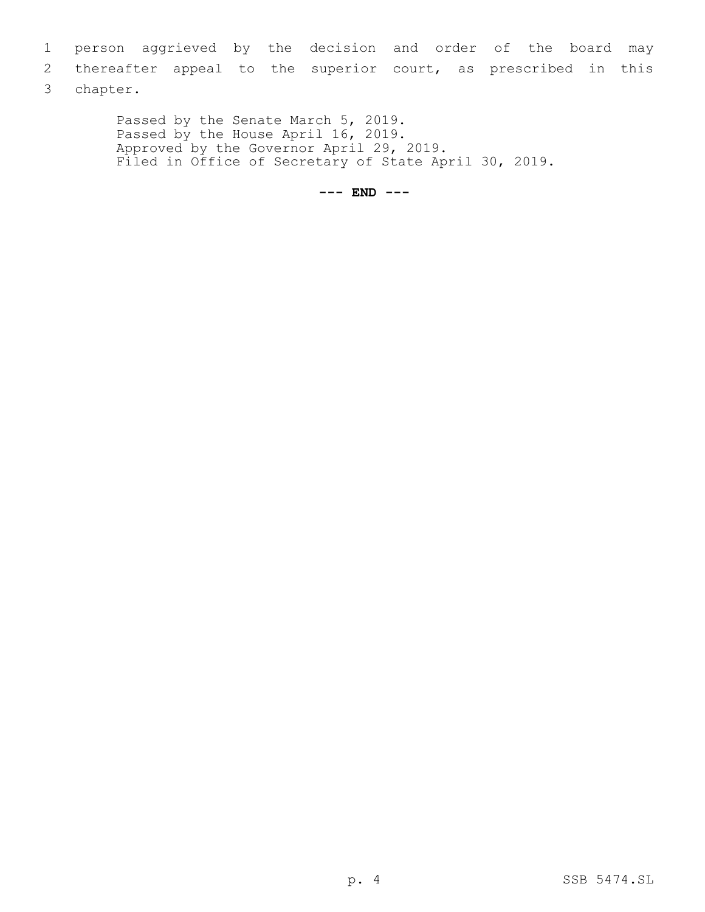person aggrieved by the decision and order of the board may thereafter appeal to the superior court, as prescribed in this chapter.

Passed by the Senate March 5, 2019.
Passed by the House April 16, 2019.
Approved by the Governor April 29, 2019.
Filed in Office of Secretary of State April 30, 2019.

**--- END ---**